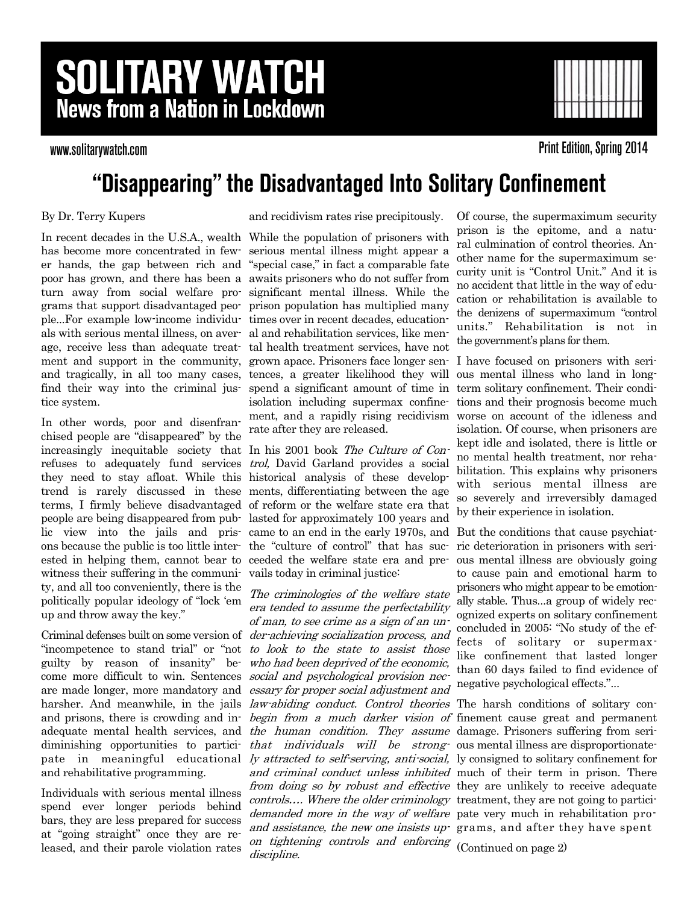# **SOLITARY WATCH News from a Nation in Lockdown**

#### www.solitarywatch.com

**Print Edition, Spring 2014** 

## "Disappearing" the Disadvantaged Into Solitary Confinement

### By Dr. Terry Kupers

er hands, the gap between rich and turn away from social welfare programs that support disadvantaged people...For example low-income individuals with serious mental illness, on average, receive less than adequate treatment and support in the community, and tragically, in all too many cases, find their way into the criminal justice system.

In other words, poor and disenfranchised people are "disappeared" by the increasingly inequitable society that In his 2001 book The Culture of Conrefuses to adequately fund services they need to stay afloat. While this historical analysis of these developtrend is rarely discussed in these terms, I firmly believe disadvantaged people are being disappeared from public view into the jails and prisons because the public is too little interested in helping them, cannot bear to witness their suffering in the community, and all too conveniently, there is the politically popular ideology of "lock 'em up and throw away the key."

Criminal defenses built on some version of "incompetence to stand trial" or "not guilty by reason of insanity" become more difficult to win. Sentences are made longer, more mandatory and harsher. And meanwhile, in the jails and prisons, there is crowding and inadequate mental health services, and diminishing opportunities to participate in meaningful educational and rehabilitative programming.

Individuals with serious mental illness spend ever longer periods behind bars, they are less prepared for success at "going straight" once they are released, and their parole violation rates and recidivism rates rise precipitously.

In recent decades in the U.S.A., wealth While the population of prisoners with has become more concentrated in few-serious mental illness might appear a poor has grown, and there has been a awaits prisoners who do not suffer from "special case," in fact a comparable fate significant mental illness. While the prison population has multiplied many times over in recent decades, educational and rehabilitation services, like mental health treatment services, have not grown apace. Prisoners face longer sentences, a greater likelihood they will spend a significant amount of time in isolation including supermax confinement, and a rapidly rising recidivism rate after they are released.

> trol, David Garland provides a social ments, differentiating between the age of reform or the welfare state era that lasted for approximately 100 years and came to an end in the early 1970s, and the "culture of control" that has succeeded the welfare state era and prevails today in criminal justice:

The criminologies of the welfare state era tended to assume the perfectability of man, to see crime as a sign of an under-achieving socialization process, and to look to the state to assist those who had been deprived of the economic, social and psychological provision necessary for proper social adjustment and law-abiding conduct. Control theories The harsh conditions of solitary conbegin from a much darker vision of finement cause great and permanent the human condition. They assume damage. Prisoners suffering from serithat individuals will be strong ous mental illness are disproportionately attracted to self-serving, anti-social, ly consigned to solitary confinement for and criminal conduct unless inhibited much of their term in prison. There from doing so by robust and effective they are unlikely to receive adequate controls.... Where the older criminology treatment, they are not going to particidemanded more in the way of welfare pate very much in rehabilitation proand assistance, the new one insists up-grams, and after they have spent on tightening controls and enforcing discipline.

Of course, the supermaximum security prison is the epitome, and a natural culmination of control theories. Another name for the supermaximum security unit is "Control Unit." And it is no accident that little in the way of education or rehabilitation is available to the denizens of supermaximum "control units." Rehabilitation is not in the government's plans for them.

I have focused on prisoners with serious mental illness who land in longterm solitary confinement. Their conditions and their prognosis become much worse on account of the idleness and isolation. Of course, when prisoners are kept idle and isolated, there is little or no mental health treatment, nor rehabilitation. This explains why prisoners with serious mental illness are so severely and irreversibly damaged by their experience in isolation.

But the conditions that cause psychiatric deterioration in prisoners with serious mental illness are obviously going to cause pain and emotional harm to prisoners who might appear to be emotionally stable. Thus...a group of widely recognized experts on solitary confinement concluded in 2005: "No study of the effects of solitary or supermaxlike confinement that lasted longer than 60 days failed to find evidence of negative psychological effects."...

(Continued on page 2)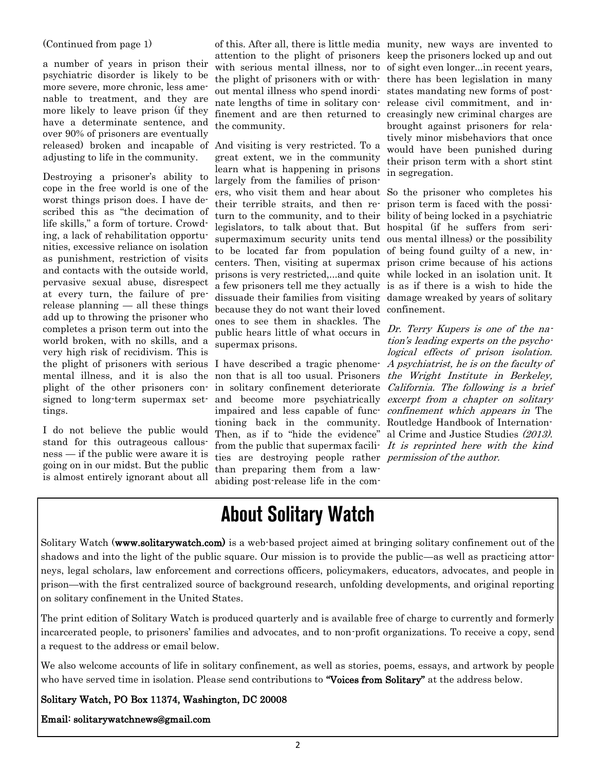(Continued from page 1)

a number of years in prison their psychiatric disorder is likely to be more severe, more chronic, less amenable to treatment, and they are more likely to leave prison (if they have a determinate sentence, and over 90% of prisoners are eventually released) broken and incapable of And visiting is very restricted. To a adjusting to life in the community.

Destroying a prisoner's ability to cope in the free world is one of the worst things prison does. I have described this as "the decimation of life skills," a form of torture. Crowding, a lack of rehabilitation opportunities, excessive reliance on isolation as punishment, restriction of visits and contacts with the outside world, pervasive sexual abuse, disrespect at every turn, the failure of prerelease planning — all these things add up to throwing the prisoner who completes a prison term out into the world broken, with no skills, and a very high risk of recidivism. This is the plight of prisoners with serious mental illness, and it is also the plight of the other prisoners consigned to long-term supermax settings.

I do not believe the public would stand for this outrageous callousness — if the public were aware it is going on in our midst. But the public is almost entirely ignorant about all

out mental illness who spend inordi-states mandating new forms of postnate lengths of time in solitary con-release civil commitment, and inthe community.

great extent, we in the community learn what is happening in prisons largely from the families of prisoners, who visit them and hear about So the prisoner who completes his their terrible straits, and then return to the community, and to their bility of being locked in a psychiatric legislators, to talk about that. But hospital (if he suffers from serisupermaximum security units tend ous mental illness) or the possibility to be located far from population of being found guilty of a new, incenters. Then, visiting at supermax prison crime because of his actions prisons is very restricted,...and quite while locked in an isolation unit. It a few prisoners tell me they actually is as if there is a wish to hide the dissuade their families from visiting damage wreaked by years of solitary because they do not want their loved confinement. ones to see them in shackles. The public hears little of what occurs in supermax prisons.

tioning back in the community. Routledge Handbook of Internationfrom the public that supermax facili- It is reprinted here with the kind ties are destroying people rather *permission of the author*. than preparing them from a lawabiding post-release life in the com-

of this. After all, there is little media munity, new ways are invented to attention to the plight of prisoners keep the prisoners locked up and out with serious mental illness, nor to of sight even longer...in recent years, the plight of prisoners with or with-there has been legislation in many finement and are then returned to creasingly new criminal charges are brought against prisoners for relatively minor misbehaviors that once would have been punished during their prison term with a short stint in segregation.

prison term is faced with the possi-

I have described a tragic phenome- A psychiatrist, he is on the faculty of non that is all too usual. Prisoners the Wright Institute in Berkeley, in solitary confinement deteriorate California. The following is a brief and become more psychiatrically excerpt from a chapter on solitary impaired and less capable of func- *confinement which appears in* The Then, as if to "hide the evidence" al Crime and Justice Studies (2013). Dr. Terry Kupers is one of the nation's leading experts on the psychological effects of prison isolation.

### **About Solitary Watch**

Solitary Watch (www.solitarywatch.com) is a web-based project aimed at bringing solitary confinement out of the shadows and into the light of the public square. Our mission is to provide the public—as well as practicing attorneys, legal scholars, law enforcement and corrections officers, policymakers, educators, advocates, and people in prison—with the first centralized source of background research, unfolding developments, and original reporting on solitary confinement in the United States.

The print edition of Solitary Watch is produced quarterly and is available free of charge to currently and formerly incarcerated people, to prisoners' families and advocates, and to non-profit organizations. To receive a copy, send a request to the address or email below.

We also welcome accounts of life in solitary confinement, as well as stories, poems, essays, and artwork by people who have served time in isolation. Please send contributions to "Voices from Solitary" at the address below.

Solitary Watch, PO Box 11374, Washington, DC 20008

Email: solitarywatchnews@gmail.com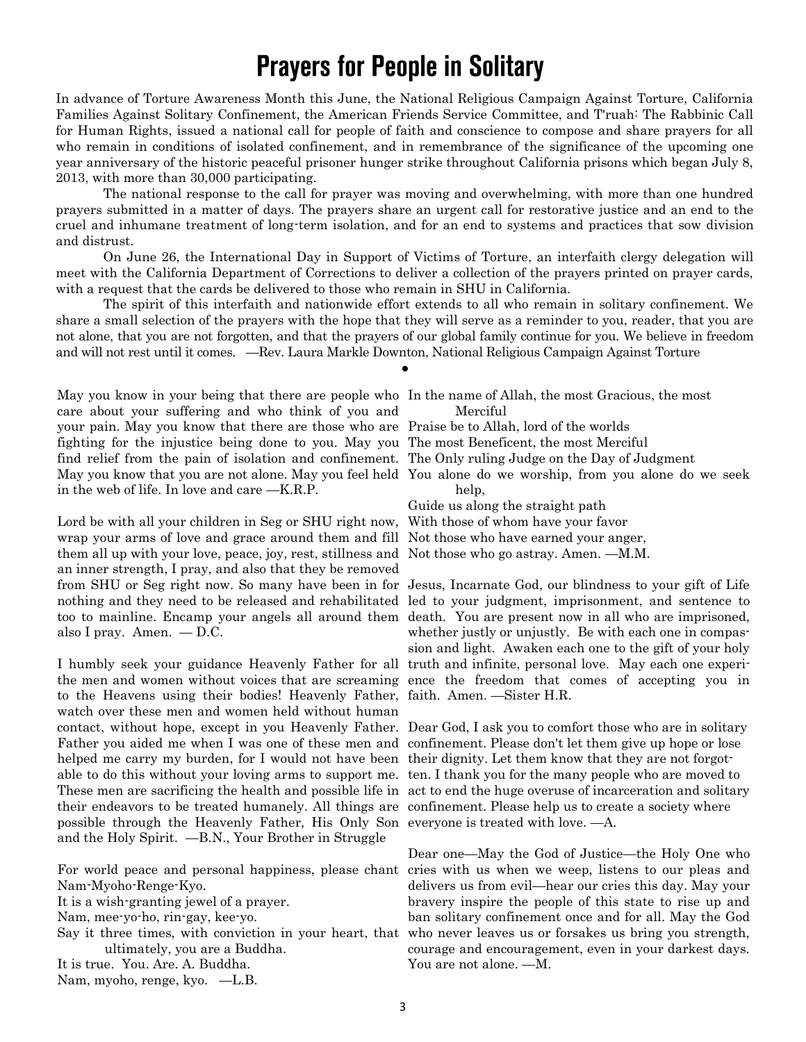### **Prayers for People in Solitary**

In advance of Torture Awareness Month this June, the National Religious Campaign Against Torture, California Families Against Solitary Confinement, the American Friends Service Committee, and T'ruah: The Rabbinic Call for Human Rights, issued a national call for people of faith and conscience to compose and share prayers for all who remain in conditions of isolated confinement, and in remembrance of the significance of the upcoming one year anniversary of the historic peaceful prisoner hunger strike throughout California prisons which began July 8, 2013, with more than 30,000 participating.

The national response to the call for prayer was moving and overwhelming, with more than one hundred prayers submitted in a matter of days. The prayers share an urgent call for restorative justice and an end to the cruel and inhumane treatment of long-term isolation, and for an end to systems and practices that sow division and distrust.

On June 26, the International Day in Support of Victims of Torture, an interfaith clergy delegation will meet with the California Department of Corrections to deliver a collection of the prayers printed on prayer cards, with a request that the cards be delivered to those who remain in SHU in California.

The spirit of this interfaith and nationwide effort extends to all who remain in solitary confinement. We share a small selection of the prayers with the hope that they will serve as a reminder to you, reader, that you are not alone, that you are not forgotten, and that the prayers of our global family continue for you. We believe in freedom and will not rest until it comes. —Rev. Laura Markle Downton, National Religious Campaign Against Torture

●

May you know in your being that there are people who In the name of Allah, the most Gracious, the most care about your suffering and who think of you and your pain. May you know that there are those who are Praise be to Allah, lord of the worlds fighting for the injustice being done to you. May you The most Beneficent, the most Merciful find relief from the pain of isolation and confinement. The Only ruling Judge on the Day of Judgment in the web of life. In love and care —K.R.P.

Lord be with all your children in Seg or SHU right now, With those of whom have your favor wrap your arms of love and grace around them and fill Not those who have earned your anger, them all up with your love, peace, joy, rest, stillness and Not those who go astray. Amen. —M.M. an inner strength, I pray, and also that they be removed also I pray. Amen. — D.C.

to the Heavens using their bodies! Heavenly Father, faith. Amen. —Sister H.R. watch over these men and women held without human contact, without hope, except in you Heavenly Father. Dear God, I ask you to comfort those who are in solitary Father you aided me when I was one of these men and helped me carry my burden, for I would not have been their dignity. Let them know that they are not forgotable to do this without your loving arms to support me. ten. I thank you for the many people who are moved to their endeavors to be treated humanely. All things are confinement. Please help us to create a society where possible through the Heavenly Father, His Only Son everyone is treated with love. —A. and the Holy Spirit. —B.N., Your Brother in Struggle

Nam-Myoho-Renge-Kyo.

It is a wish-granting jewel of a prayer.

Nam, mee-yo-ho, rin-gay, kee-yo.

Say it three times, with conviction in your heart, that ultimately, you are a Buddha.

It is true. You. Are. A. Buddha.

Nam, myoho, renge, kyo. —L.B.

Merciful

May you know that you are not alone. May you feel held You alone do we worship, from you alone do we seek help,

Guide us along the straight path

from SHU or Seg right now. So many have been in for Jesus, Incarnate God, our blindness to your gift of Life nothing and they need to be released and rehabilitated led to your judgment, imprisonment, and sentence to too to mainline. Encamp your angels all around them death. You are present now in all who are imprisoned, I humbly seek your guidance Heavenly Father for all truth and infinite, personal love. May each one experithe men and women without voices that are screaming ence the freedom that comes of accepting you in whether justly or unjustly. Be with each one in compassion and light. Awaken each one to the gift of your holy

These men are sacrificing the health and possible life in act to end the huge overuse of incarceration and solitary confinement. Please don't let them give up hope or lose

For world peace and personal happiness, please chant cries with us when we weep, listens to our pleas and Dear one—May the God of Justice—the Holy One who delivers us from evil—hear our cries this day. May your bravery inspire the people of this state to rise up and ban solitary confinement once and for all. May the God who never leaves us or forsakes us bring you strength, courage and encouragement, even in your darkest days. You are not alone. —M.